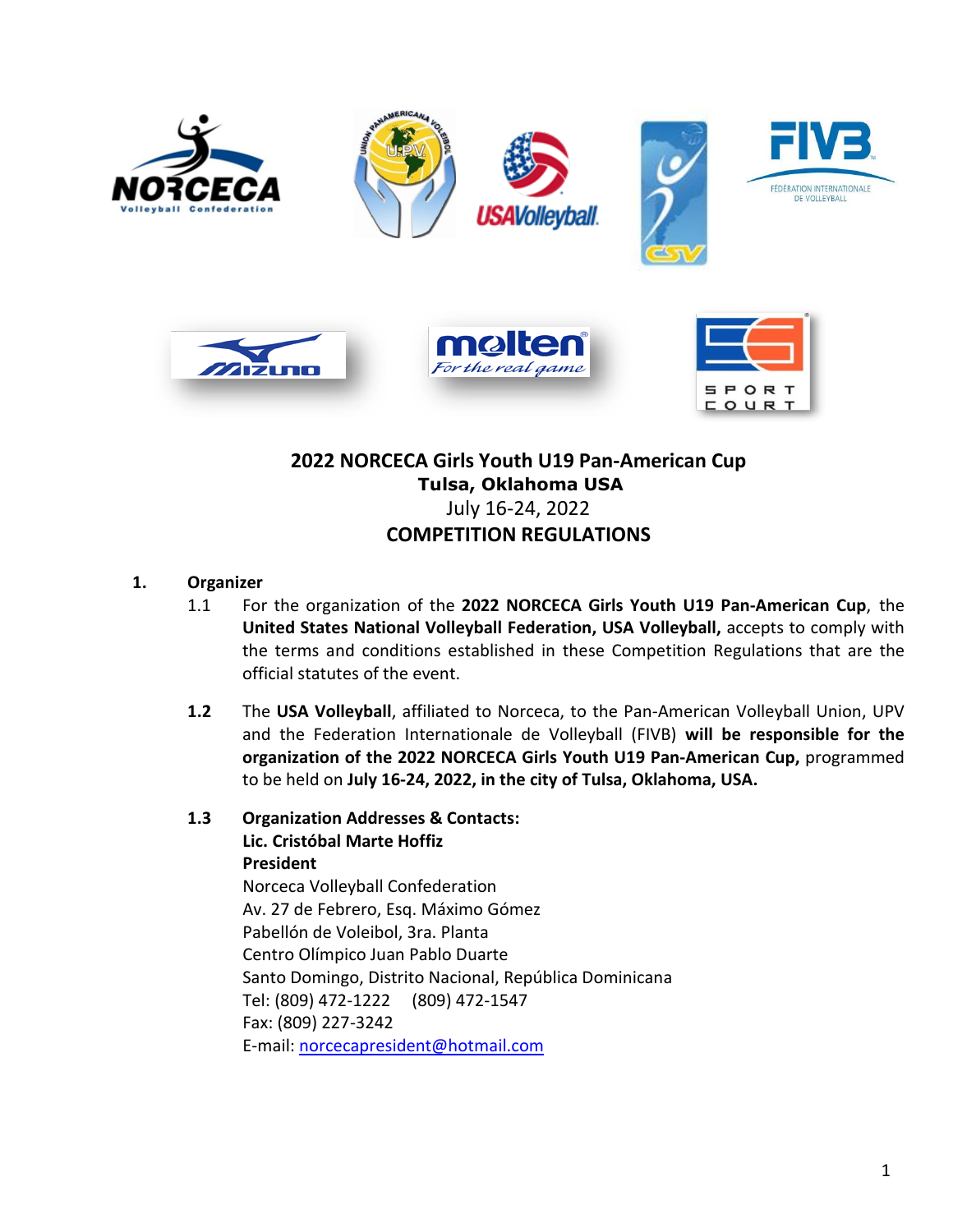# 2022 NORCECA Girls Youth U19 Pan-American Cup

## Tulsa, Oklahoma USA

July 16-24, 2022

## COMPETITION REGULATIONS

**1. Organizer**

1.1 For the organization of the **2022 NORCECA Girls Youth U19 Pan-American Cup**, the **United States National Volleyball Federation, USA Volleyball,** accepts to comply with the terms and conditions established in these Competition Regulations that are the official statutes of the event.

**1.2** The **USA Volleyball**, affiliated to Norceca, to the Pan-American Volleyball Union, UPV and the Federation Internationale de Volleyball (FIVB) **will be responsible for the organization of the 2022 NORCECA Girls Youth U19 Pan-American Cup,** programmed to be held on **July 16-24, 2022, in the city of Tulsa, Oklahoma, USA.**

**1.3** **Organization Addresses & Contacts:**
**Lic. Cristóbal Marte Hoffiz**
**President**
Norceca Volleyball Confederation
Av. 27 de Febrero, Esq. Máximo Gómez
Pabellón de Voleibol, 3ra. Planta
Centro Olímpico Juan Pablo Duarte
Santo Domingo, Distrito Nacional, República Dominicana
Tel: (809) 472-1222 (809) 472-1547
Fax: (809) 227-3242
E-mail: norcecapresident@hotmail.com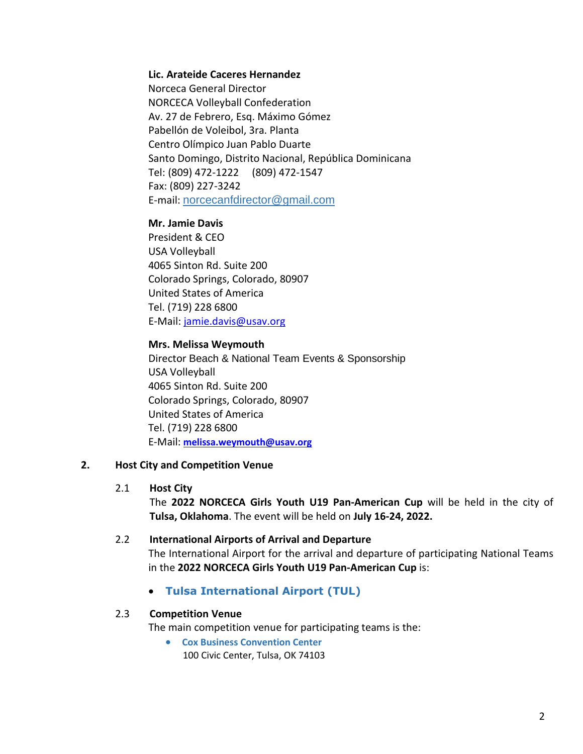**Lic. Arateide Caceres Hernandez**
Norceca General Director
NORCECA Volleyball Confederation
Av. 27 de Febrero, Esq. Máximo Gómez
Pabellón de Voleibol, 3ra. Planta
Centro Olímpico Juan Pablo Duarte
Santo Domingo, Distrito Nacional, República Dominicana
Tel: (809) 472-1222 (809) 472-1547
Fax: (809) 227-3242
E-mail: norcecanfdirector@gmail.com

**Mr. Jamie Davis**
President & CEO
USA Volleyball
4065 Sinton Rd. Suite 200
Colorado Springs, Colorado, 80907
United States of America
Tel. (719) 228 6800
E-Mail: jamie.davis@usav.org

**Mrs. Melissa Weymouth**
Director Beach & National Team Events & Sponsorship
USA Volleyball
4065 Sinton Rd. Suite 200
Colorado Springs, Colorado, 80907
United States of America
Tel. (719) 228 6800
E-Mail: **melissa.weymouth@usav.org**

## 2. Host City and Competition Venue

### 2.1 Host City

The **2022 NORCECA Girls Youth U19 Pan-American Cup** will be held in the city of **Tulsa, Oklahoma**. The event will be held on **July 16-24, 2022.**

### 2.2 International Airports of Arrival and Departure

The International Airport for the arrival and departure of participating National Teams in the **2022 NORCECA Girls Youth U19 Pan-American Cup** is:

- **Tulsa International Airport (TUL)**

### 2.3 Competition Venue

The main competition venue for participating teams is the:

- **Cox Business Convention Center**
  100 Civic Center, Tulsa, OK 74103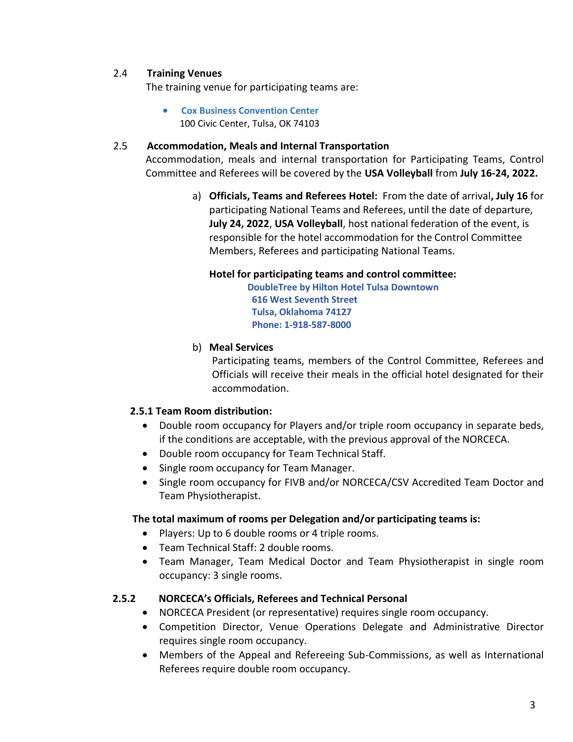### 2.4 Training Venues

The training venue for participating teams are:

- **Cox Business Convention Center**
  100 Civic Center, Tulsa, OK 74103

### 2.5 Accommodation, Meals and Internal Transportation

Accommodation, meals and internal transportation for Participating Teams, Control Committee and Referees will be covered by the **USA Volleyball** from **July 16-24, 2022.**

a) **Officials, Teams and Referees Hotel:** From the date of arrival**, July 16** for participating National Teams and Referees, until the date of departure, **July 24, 2022**, **USA Volleyball**, host national federation of the event, is responsible for the hotel accommodation for the Control Committee Members, Referees and participating National Teams.

**Hotel for participating teams and control committee:**

**DoubleTree by Hilton Hotel Tulsa Downtown**
**616 West Seventh Street**
**Tulsa, Oklahoma 74127**
**Phone: 1-918-587-8000**

b) **Meal Services**

Participating teams, members of the Control Committee, Referees and Officials will receive their meals in the official hotel designated for their accommodation.

#### 2.5.1 Team Room distribution:

- Double room occupancy for Players and/or triple room occupancy in separate beds, if the conditions are acceptable, with the previous approval of the NORCECA.
- Double room occupancy for Team Technical Staff.
- Single room occupancy for Team Manager.
- Single room occupancy for FIVB and/or NORCECA/CSV Accredited Team Doctor and Team Physiotherapist.

**The total maximum of rooms per Delegation and/or participating teams is:**

- Players: Up to 6 double rooms or 4 triple rooms.
- Team Technical Staff: 2 double rooms.
- Team Manager, Team Medical Doctor and Team Physiotherapist in single room occupancy: 3 single rooms.

#### 2.5.2 NORCECA's Officials, Referees and Technical Personal

- NORCECA President (or representative) requires single room occupancy.
- Competition Director, Venue Operations Delegate and Administrative Director requires single room occupancy.
- Members of the Appeal and Refereeing Sub-Commissions, as well as International Referees require double room occupancy.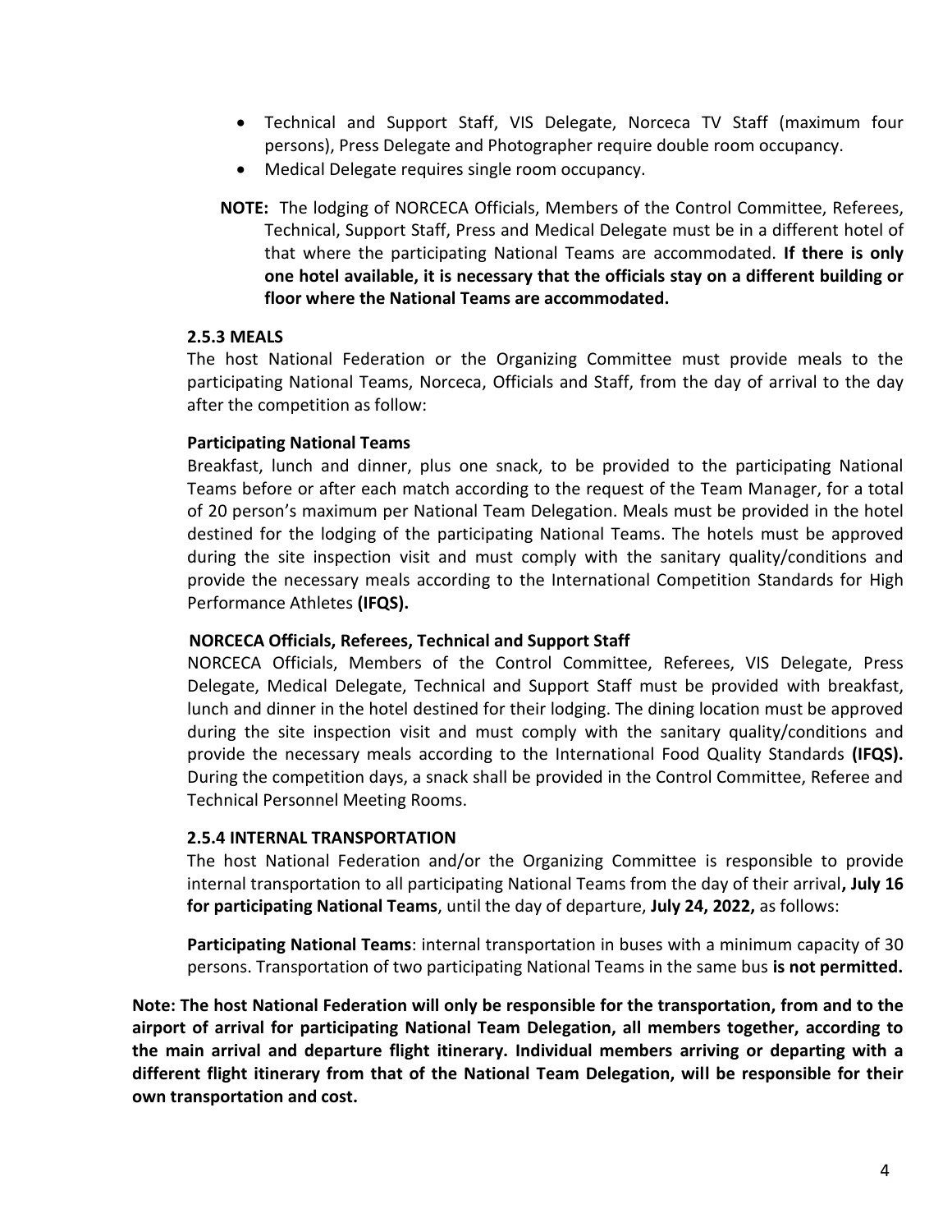- Technical and Support Staff, VIS Delegate, Norceca TV Staff (maximum four persons), Press Delegate and Photographer require double room occupancy.
- Medical Delegate requires single room occupancy.

**NOTE:** The lodging of NORCECA Officials, Members of the Control Committee, Referees, Technical, Support Staff, Press and Medical Delegate must be in a different hotel of that where the participating National Teams are accommodated. **If there is only one hotel available, it is necessary that the officials stay on a different building or floor where the National Teams are accommodated.**

### 2.5.3 MEALS

The host National Federation or the Organizing Committee must provide meals to the participating National Teams, Norceca, Officials and Staff, from the day of arrival to the day after the competition as follow:

**Participating National Teams**

Breakfast, lunch and dinner, plus one snack, to be provided to the participating National Teams before or after each match according to the request of the Team Manager, for a total of 20 person's maximum per National Team Delegation. Meals must be provided in the hotel destined for the lodging of the participating National Teams. The hotels must be approved during the site inspection visit and must comply with the sanitary quality/conditions and provide the necessary meals according to the International Competition Standards for High Performance Athletes **(IFQS).**

**NORCECA Officials, Referees, Technical and Support Staff**

NORCECA Officials, Members of the Control Committee, Referees, VIS Delegate, Press Delegate, Medical Delegate, Technical and Support Staff must be provided with breakfast, lunch and dinner in the hotel destined for their lodging. The dining location must be approved during the site inspection visit and must comply with the sanitary quality/conditions and provide the necessary meals according to the International Food Quality Standards **(IFQS).** During the competition days, a snack shall be provided in the Control Committee, Referee and Technical Personnel Meeting Rooms.

### 2.5.4 INTERNAL TRANSPORTATION

The host National Federation and/or the Organizing Committee is responsible to provide internal transportation to all participating National Teams from the day of their arrival**, July 16 for participating National Teams**, until the day of departure, **July 24, 2022,** as follows:

**Participating National Teams**: internal transportation in buses with a minimum capacity of 30 persons. Transportation of two participating National Teams in the same bus **is not permitted.**

**Note: The host National Federation will only be responsible for the transportation, from and to the airport of arrival for participating National Team Delegation, all members together, according to the main arrival and departure flight itinerary. Individual members arriving or departing with a different flight itinerary from that of the National Team Delegation, will be responsible for their own transportation and cost.**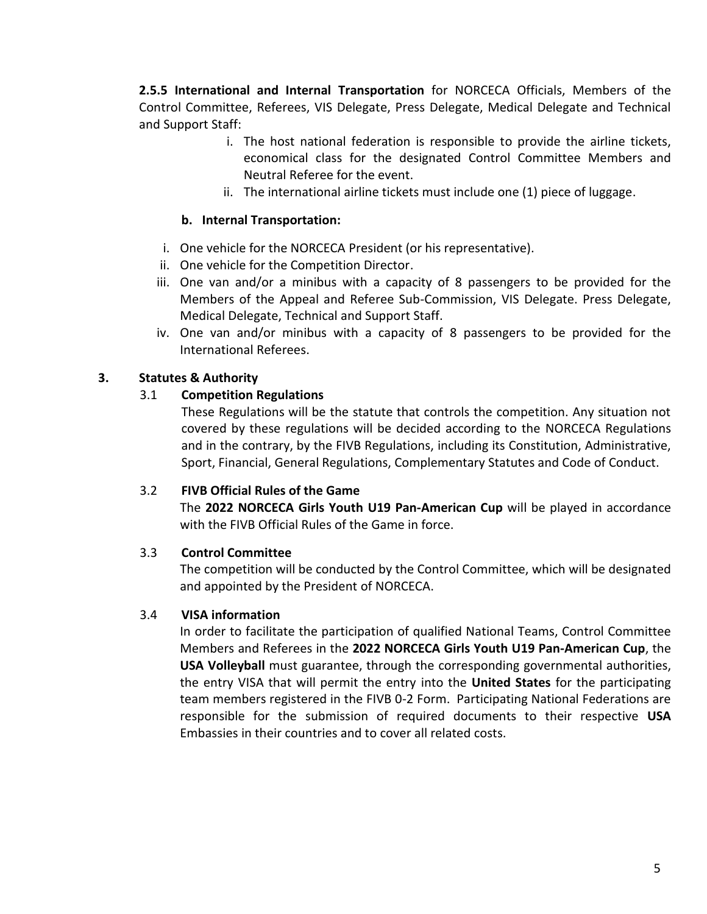**2.5.5 International and Internal Transportation** for NORCECA Officials, Members of the Control Committee, Referees, VIS Delegate, Press Delegate, Medical Delegate and Technical and Support Staff:

i. The host national federation is responsible to provide the airline tickets, economical class for the designated Control Committee Members and Neutral Referee for the event.
ii. The international airline tickets must include one (1) piece of luggage.

**b. Internal Transportation:**

i. One vehicle for the NORCECA President (or his representative).
ii. One vehicle for the Competition Director.
iii. One van and/or a minibus with a capacity of 8 passengers to be provided for the Members of the Appeal and Referee Sub-Commission, VIS Delegate. Press Delegate, Medical Delegate, Technical and Support Staff.
iv. One van and/or minibus with a capacity of 8 passengers to be provided for the International Referees.

## 3. Statutes & Authority

### 3.1 Competition Regulations

These Regulations will be the statute that controls the competition. Any situation not covered by these regulations will be decided according to the NORCECA Regulations and in the contrary, by the FIVB Regulations, including its Constitution, Administrative, Sport, Financial, General Regulations, Complementary Statutes and Code of Conduct.

### 3.2 FIVB Official Rules of the Game

The **2022 NORCECA Girls Youth U19 Pan-American Cup** will be played in accordance with the FIVB Official Rules of the Game in force.

### 3.3 Control Committee

The competition will be conducted by the Control Committee, which will be designated and appointed by the President of NORCECA.

### 3.4 VISA information

In order to facilitate the participation of qualified National Teams, Control Committee Members and Referees in the **2022 NORCECA Girls Youth U19 Pan-American Cup**, the **USA Volleyball** must guarantee, through the corresponding governmental authorities, the entry VISA that will permit the entry into the **United States** for the participating team members registered in the FIVB 0-2 Form. Participating National Federations are responsible for the submission of required documents to their respective **USA** Embassies in their countries and to cover all related costs.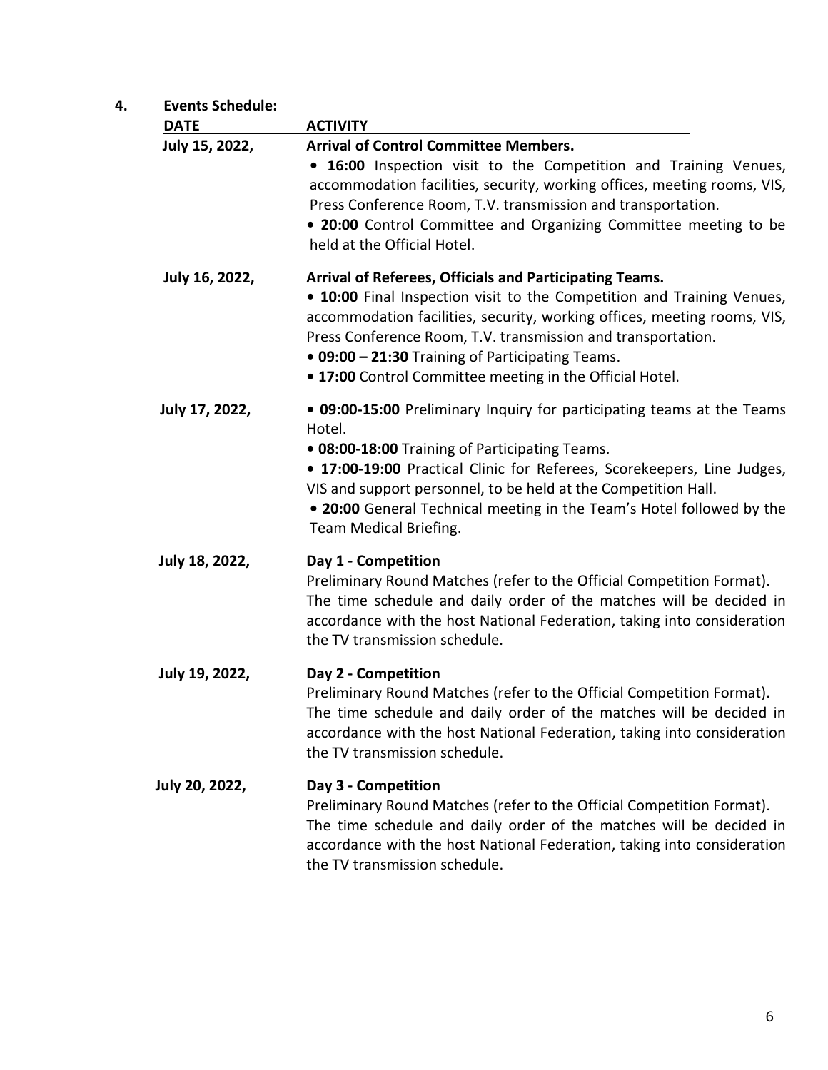## 4. Events Schedule:

| DATE | ACTIVITY |
|---|---|
| July 15, 2022, | **Arrival of Control Committee Members.**<br>• **16:00** Inspection visit to the Competition and Training Venues, accommodation facilities, security, working offices, meeting rooms, VIS, Press Conference Room, T.V. transmission and transportation.<br>• **20:00** Control Committee and Organizing Committee meeting to be held at the Official Hotel. |
| July 16, 2022, | **Arrival of Referees, Officials and Participating Teams.**<br>• **10:00** Final Inspection visit to the Competition and Training Venues, accommodation facilities, security, working offices, meeting rooms, VIS, Press Conference Room, T.V. transmission and transportation.<br>• **09:00 – 21:30** Training of Participating Teams.<br>• **17:00** Control Committee meeting in the Official Hotel. |
| July 17, 2022, | • **09:00-15:00** Preliminary Inquiry for participating teams at the Teams Hotel.<br>• **08:00-18:00** Training of Participating Teams.<br>• **17:00-19:00** Practical Clinic for Referees, Scorekeepers, Line Judges, VIS and support personnel, to be held at the Competition Hall.<br>• **20:00** General Technical meeting in the Team's Hotel followed by the Team Medical Briefing. |
| July 18, 2022, | **Day 1 - Competition**<br>Preliminary Round Matches (refer to the Official Competition Format). The time schedule and daily order of the matches will be decided in accordance with the host National Federation, taking into consideration the TV transmission schedule. |
| July 19, 2022, | **Day 2 - Competition**<br>Preliminary Round Matches (refer to the Official Competition Format). The time schedule and daily order of the matches will be decided in accordance with the host National Federation, taking into consideration the TV transmission schedule. |
| July 20, 2022, | **Day 3 - Competition**<br>Preliminary Round Matches (refer to the Official Competition Format). The time schedule and daily order of the matches will be decided in accordance with the host National Federation, taking into consideration the TV transmission schedule. |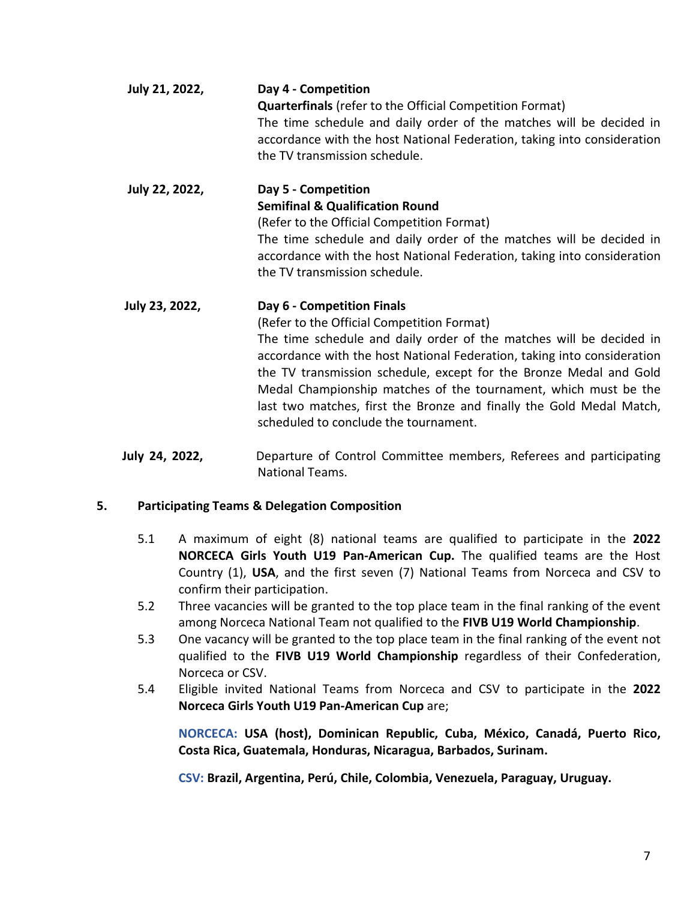**July 21, 2022,** **Day 4 - Competition**
**Quarterfinals** (refer to the Official Competition Format)
The time schedule and daily order of the matches will be decided in accordance with the host National Federation, taking into consideration the TV transmission schedule.

**July 22, 2022,** **Day 5 - Competition**
**Semifinal & Qualification Round**
(Refer to the Official Competition Format)
The time schedule and daily order of the matches will be decided in accordance with the host National Federation, taking into consideration the TV transmission schedule.

**July 23, 2022,** **Day 6 - Competition Finals**
(Refer to the Official Competition Format)
The time schedule and daily order of the matches will be decided in accordance with the host National Federation, taking into consideration the TV transmission schedule, except for the Bronze Medal and Gold Medal Championship matches of the tournament, which must be the last two matches, first the Bronze and finally the Gold Medal Match, scheduled to conclude the tournament.

**July 24, 2022,** Departure of Control Committee members, Referees and participating National Teams.

## 5. Participating Teams & Delegation Composition

5.1 A maximum of eight (8) national teams are qualified to participate in the **2022 NORCECA Girls Youth U19 Pan-American Cup.** The qualified teams are the Host Country (1), **USA**, and the first seven (7) National Teams from Norceca and CSV to confirm their participation.

5.2 Three vacancies will be granted to the top place team in the final ranking of the event among Norceca National Team not qualified to the **FIVB U19 World Championship**.

5.3 One vacancy will be granted to the top place team in the final ranking of the event not qualified to the **FIVB U19 World Championship** regardless of their Confederation, Norceca or CSV.

5.4 Eligible invited National Teams from Norceca and CSV to participate in the **2022 Norceca Girls Youth U19 Pan-American Cup** are;

**NORCECA: USA (host), Dominican Republic, Cuba, México, Canadá, Puerto Rico, Costa Rica, Guatemala, Honduras, Nicaragua, Barbados, Surinam.**

**CSV: Brazil, Argentina, Perú, Chile, Colombia, Venezuela, Paraguay, Uruguay.**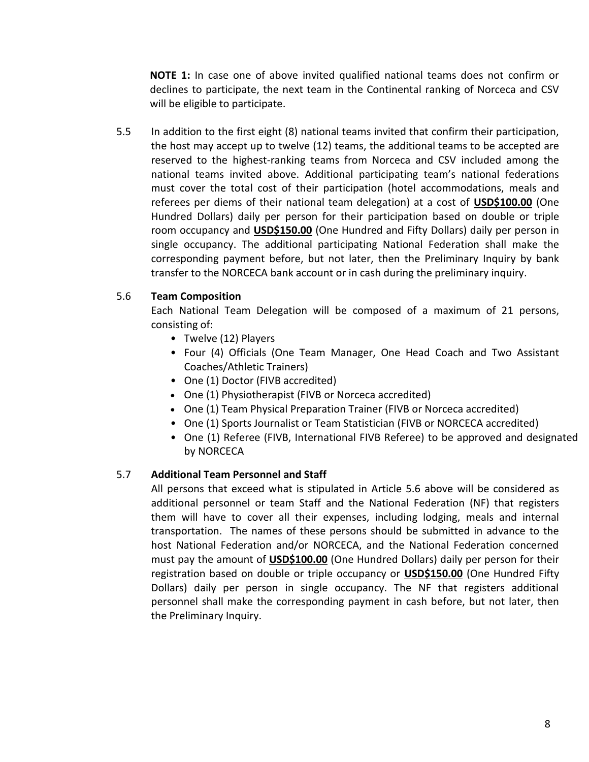**NOTE 1:** In case one of above invited qualified national teams does not confirm or declines to participate, the next team in the Continental ranking of Norceca and CSV will be eligible to participate.

5.5 In addition to the first eight (8) national teams invited that confirm their participation, the host may accept up to twelve (12) teams, the additional teams to be accepted are reserved to the highest-ranking teams from Norceca and CSV included among the national teams invited above. Additional participating team's national federations must cover the total cost of their participation (hotel accommodations, meals and referees per diems of their national team delegation) at a cost of **USD$100.00** (One Hundred Dollars) daily per person for their participation based on double or triple room occupancy and **USD$150.00** (One Hundred and Fifty Dollars) daily per person in single occupancy. The additional participating National Federation shall make the corresponding payment before, but not later, then the Preliminary Inquiry by bank transfer to the NORCECA bank account or in cash during the preliminary inquiry.

5.6 **Team Composition**

Each National Team Delegation will be composed of a maximum of 21 persons, consisting of:

- Twelve (12) Players
- Four (4) Officials (One Team Manager, One Head Coach and Two Assistant Coaches/Athletic Trainers)
- One (1) Doctor (FIVB accredited)
- One (1) Physiotherapist (FIVB or Norceca accredited)
- One (1) Team Physical Preparation Trainer (FIVB or Norceca accredited)
- One (1) Sports Journalist or Team Statistician (FIVB or NORCECA accredited)
- One (1) Referee (FIVB, International FIVB Referee) to be approved and designated by NORCECA

5.7 **Additional Team Personnel and Staff**

All persons that exceed what is stipulated in Article 5.6 above will be considered as additional personnel or team Staff and the National Federation (NF) that registers them will have to cover all their expenses, including lodging, meals and internal transportation. The names of these persons should be submitted in advance to the host National Federation and/or NORCECA, and the National Federation concerned must pay the amount of **USD$100.00** (One Hundred Dollars) daily per person for their registration based on double or triple occupancy or **USD$150.00** (One Hundred Fifty Dollars) daily per person in single occupancy. The NF that registers additional personnel shall make the corresponding payment in cash before, but not later, then the Preliminary Inquiry.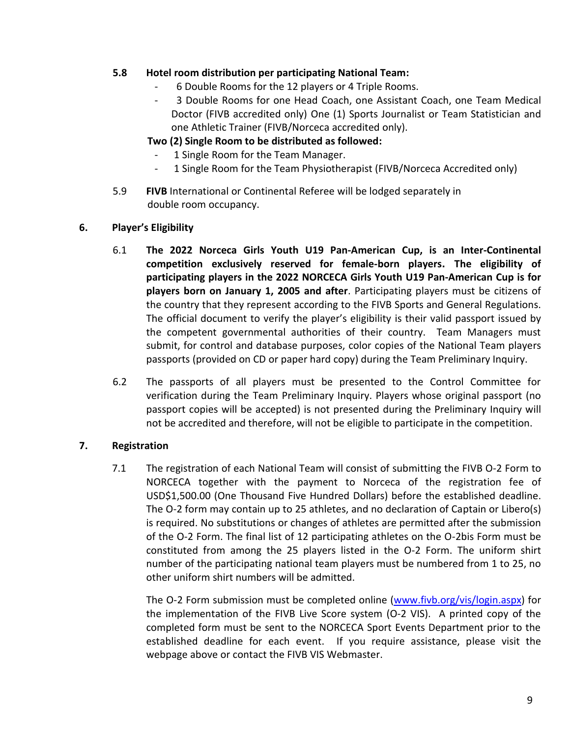**5.8 Hotel room distribution per participating National Team:**

- 6 Double Rooms for the 12 players or 4 Triple Rooms.
- 3 Double Rooms for one Head Coach, one Assistant Coach, one Team Medical Doctor (FIVB accredited only) One (1) Sports Journalist or Team Statistician and one Athletic Trainer (FIVB/Norceca accredited only).

**Two (2) Single Room to be distributed as followed:**

- 1 Single Room for the Team Manager.
- 1 Single Room for the Team Physiotherapist (FIVB/Norceca Accredited only)

5.9 **FIVB** International or Continental Referee will be lodged separately in double room occupancy.

## 6. Player's Eligibility

6.1 **The 2022 Norceca Girls Youth U19 Pan-American Cup, is an Inter-Continental competition exclusively reserved for female-born players. The eligibility of participating players in the 2022 NORCECA Girls Youth U19 Pan-American Cup is for players born on January 1, 2005 and after**. Participating players must be citizens of the country that they represent according to the FIVB Sports and General Regulations. The official document to verify the player's eligibility is their valid passport issued by the competent governmental authorities of their country. Team Managers must submit, for control and database purposes, color copies of the National Team players passports (provided on CD or paper hard copy) during the Team Preliminary Inquiry.

6.2 The passports of all players must be presented to the Control Committee for verification during the Team Preliminary Inquiry. Players whose original passport (no passport copies will be accepted) is not presented during the Preliminary Inquiry will not be accredited and therefore, will not be eligible to participate in the competition.

## 7. Registration

7.1 The registration of each National Team will consist of submitting the FIVB O-2 Form to NORCECA together with the payment to Norceca of the registration fee of USD$1,500.00 (One Thousand Five Hundred Dollars) before the established deadline. The O-2 form may contain up to 25 athletes, and no declaration of Captain or Libero(s) is required. No substitutions or changes of athletes are permitted after the submission of the O-2 Form. The final list of 12 participating athletes on the O-2bis Form must be constituted from among the 25 players listed in the O-2 Form. The uniform shirt number of the participating national team players must be numbered from 1 to 25, no other uniform shirt numbers will be admitted.

The O-2 Form submission must be completed online (www.fivb.org/vis/login.aspx) for the implementation of the FIVB Live Score system (O-2 VIS). A printed copy of the completed form must be sent to the NORCECA Sport Events Department prior to the established deadline for each event. If you require assistance, please visit the webpage above or contact the FIVB VIS Webmaster.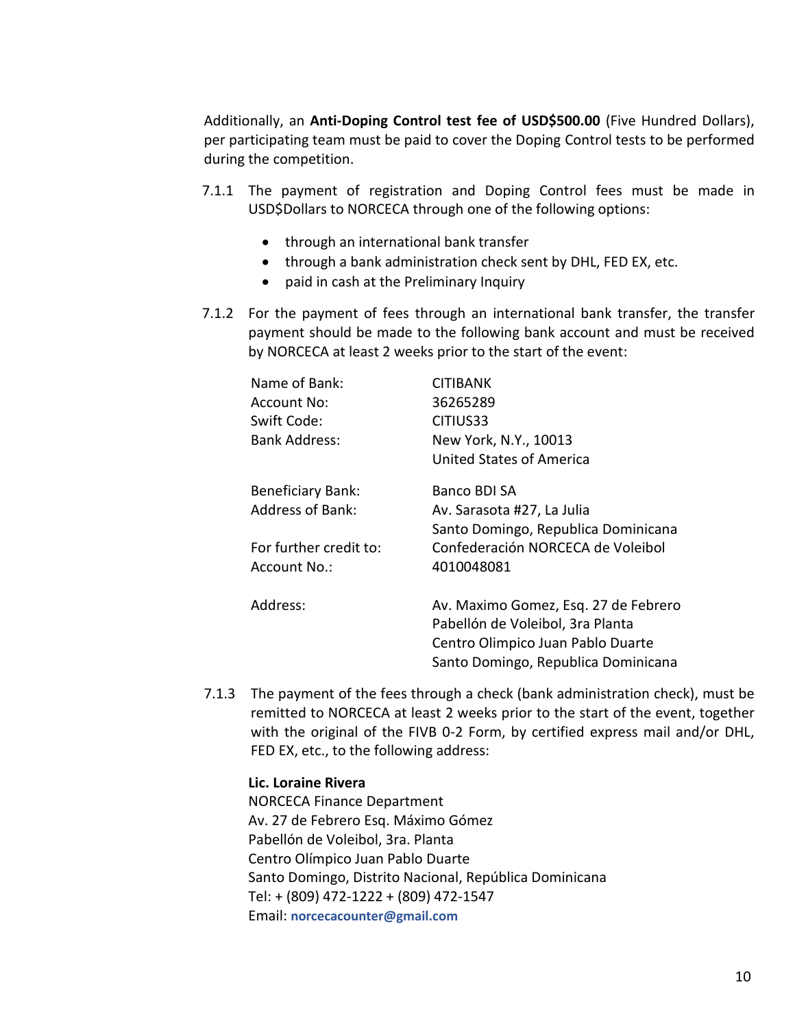Additionally, an **Anti-Doping Control test fee of USD$500.00** (Five Hundred Dollars), per participating team must be paid to cover the Doping Control tests to be performed during the competition.

7.1.1 The payment of registration and Doping Control fees must be made in USD$Dollars to NORCECA through one of the following options:

- through an international bank transfer
- through a bank administration check sent by DHL, FED EX, etc.
- paid in cash at the Preliminary Inquiry

7.1.2 For the payment of fees through an international bank transfer, the transfer payment should be made to the following bank account and must be received by NORCECA at least 2 weeks prior to the start of the event:

| | |
|---|---|
| Name of Bank: | CITIBANK |
| Account No: | 36265289 |
| Swift Code: | CITIUS33 |
| Bank Address: | New York, N.Y., 10013<br>United States of America |
| Beneficiary Bank: | Banco BDI SA |
| Address of Bank: | Av. Sarasota #27, La Julia<br>Santo Domingo, Republica Dominicana |
| For further credit to: | Confederación NORCECA de Voleibol |
| Account No.: | 4010048081 |
| Address: | Av. Maximo Gomez, Esq. 27 de Febrero<br>Pabellón de Voleibol, 3ra Planta<br>Centro Olimpico Juan Pablo Duarte<br>Santo Domingo, Republica Dominicana |

7.1.3 The payment of the fees through a check (bank administration check), must be remitted to NORCECA at least 2 weeks prior to the start of the event, together with the original of the FIVB 0-2 Form, by certified express mail and/or DHL, FED EX, etc., to the following address:

**Lic. Loraine Rivera**
NORCECA Finance Department
Av. 27 de Febrero Esq. Máximo Gómez
Pabellón de Voleibol, 3ra. Planta
Centro Olímpico Juan Pablo Duarte
Santo Domingo, Distrito Nacional, República Dominicana
Tel: + (809) 472-1222 + (809) 472-1547
Email: **norcecacounter@gmail.com**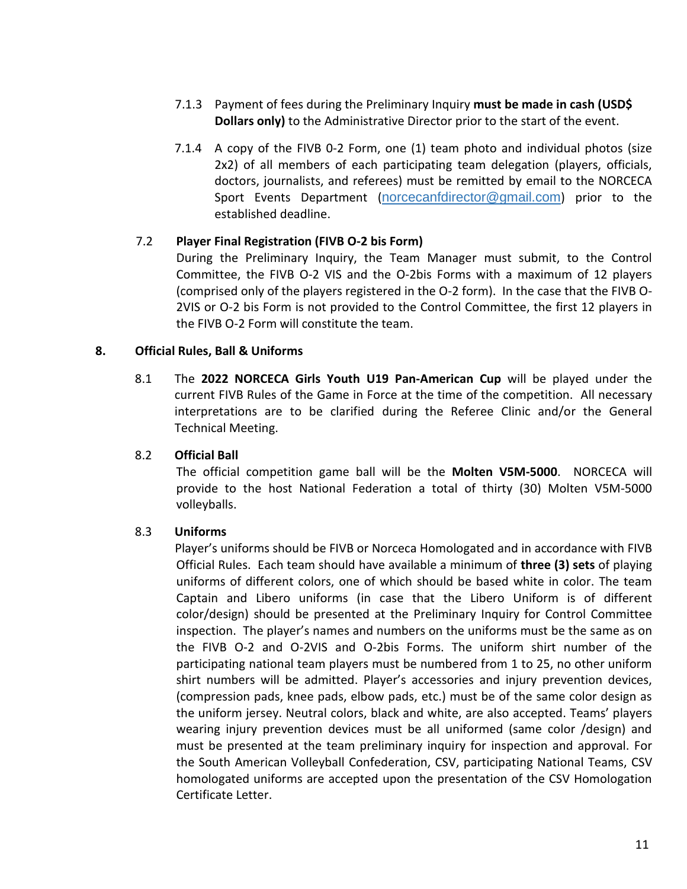7.1.3 Payment of fees during the Preliminary Inquiry **must be made in cash (USD$ Dollars only)** to the Administrative Director prior to the start of the event.

7.1.4 A copy of the FIVB 0-2 Form, one (1) team photo and individual photos (size 2x2) of all members of each participating team delegation (players, officials, doctors, journalists, and referees) must be remitted by email to the NORCECA Sport Events Department (norcecanfdirector@gmail.com) prior to the established deadline.

### 7.2 Player Final Registration (FIVB O-2 bis Form)

During the Preliminary Inquiry, the Team Manager must submit, to the Control Committee, the FIVB O-2 VIS and the O-2bis Forms with a maximum of 12 players (comprised only of the players registered in the O-2 form). In the case that the FIVB O-2VIS or O-2 bis Form is not provided to the Control Committee, the first 12 players in the FIVB O-2 Form will constitute the team.

## 8. Official Rules, Ball & Uniforms

8.1 The **2022 NORCECA Girls Youth U19 Pan-American Cup** will be played under the current FIVB Rules of the Game in Force at the time of the competition. All necessary interpretations are to be clarified during the Referee Clinic and/or the General Technical Meeting.

### 8.2 Official Ball

The official competition game ball will be the **Molten V5M-5000**. NORCECA will provide to the host National Federation a total of thirty (30) Molten V5M-5000 volleyballs.

### 8.3 Uniforms

Player's uniforms should be FIVB or Norceca Homologated and in accordance with FIVB Official Rules. Each team should have available a minimum of **three (3) sets** of playing uniforms of different colors, one of which should be based white in color. The team Captain and Libero uniforms (in case that the Libero Uniform is of different color/design) should be presented at the Preliminary Inquiry for Control Committee inspection. The player's names and numbers on the uniforms must be the same as on the FIVB O-2 and O-2VIS and O-2bis Forms. The uniform shirt number of the participating national team players must be numbered from 1 to 25, no other uniform shirt numbers will be admitted. Player's accessories and injury prevention devices, (compression pads, knee pads, elbow pads, etc.) must be of the same color design as the uniform jersey. Neutral colors, black and white, are also accepted. Teams' players wearing injury prevention devices must be all uniformed (same color /design) and must be presented at the team preliminary inquiry for inspection and approval. For the South American Volleyball Confederation, CSV, participating National Teams, CSV homologated uniforms are accepted upon the presentation of the CSV Homologation Certificate Letter.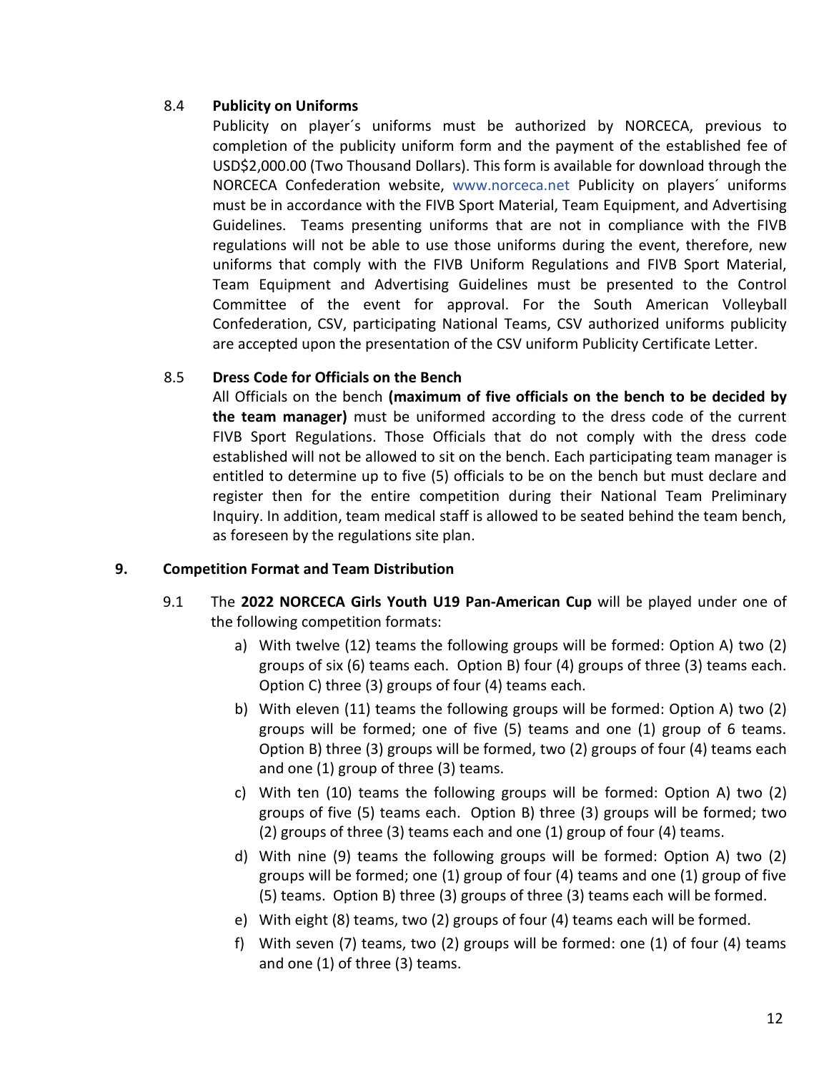### 8.4 **Publicity on Uniforms**

Publicity on player´s uniforms must be authorized by NORCECA, previous to completion of the publicity uniform form and the payment of the established fee of USD$2,000.00 (Two Thousand Dollars). This form is available for download through the NORCECA Confederation website, www.norceca.net Publicity on players´ uniforms must be in accordance with the FIVB Sport Material, Team Equipment, and Advertising Guidelines. Teams presenting uniforms that are not in compliance with the FIVB regulations will not be able to use those uniforms during the event, therefore, new uniforms that comply with the FIVB Uniform Regulations and FIVB Sport Material, Team Equipment and Advertising Guidelines must be presented to the Control Committee of the event for approval. For the South American Volleyball Confederation, CSV, participating National Teams, CSV authorized uniforms publicity are accepted upon the presentation of the CSV uniform Publicity Certificate Letter.

### 8.5 **Dress Code for Officials on the Bench**

All Officials on the bench **(maximum of five officials on the bench to be decided by the team manager)** must be uniformed according to the dress code of the current FIVB Sport Regulations. Those Officials that do not comply with the dress code established will not be allowed to sit on the bench. Each participating team manager is entitled to determine up to five (5) officials to be on the bench but must declare and register then for the entire competition during their National Team Preliminary Inquiry. In addition, team medical staff is allowed to be seated behind the team bench, as foreseen by the regulations site plan.

## 9. **Competition Format and Team Distribution**

9.1 The **2022 NORCECA Girls Youth U19 Pan-American Cup** will be played under one of the following competition formats:

a) With twelve (12) teams the following groups will be formed: Option A) two (2) groups of six (6) teams each. Option B) four (4) groups of three (3) teams each. Option C) three (3) groups of four (4) teams each.

b) With eleven (11) teams the following groups will be formed: Option A) two (2) groups will be formed; one of five (5) teams and one (1) group of 6 teams. Option B) three (3) groups will be formed, two (2) groups of four (4) teams each and one (1) group of three (3) teams.

c) With ten (10) teams the following groups will be formed: Option A) two (2) groups of five (5) teams each. Option B) three (3) groups will be formed; two (2) groups of three (3) teams each and one (1) group of four (4) teams.

d) With nine (9) teams the following groups will be formed: Option A) two (2) groups will be formed; one (1) group of four (4) teams and one (1) group of five (5) teams. Option B) three (3) groups of three (3) teams each will be formed.

e) With eight (8) teams, two (2) groups of four (4) teams each will be formed.

f) With seven (7) teams, two (2) groups will be formed: one (1) of four (4) teams and one (1) of three (3) teams.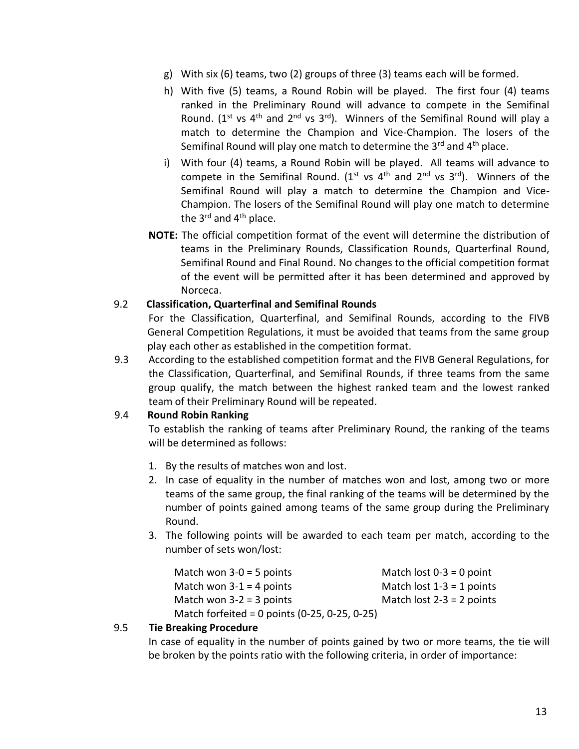g) With six (6) teams, two (2) groups of three (3) teams each will be formed.

h) With five (5) teams, a Round Robin will be played. The first four (4) teams ranked in the Preliminary Round will advance to compete in the Semifinal Round. (1st vs 4th and 2nd vs 3rd). Winners of the Semifinal Round will play a match to determine the Champion and Vice-Champion. The losers of the Semifinal Round will play one match to determine the 3rd and 4th place.

i) With four (4) teams, a Round Robin will be played. All teams will advance to compete in the Semifinal Round. (1st vs 4th and 2nd vs 3rd). Winners of the Semifinal Round will play a match to determine the Champion and Vice-Champion. The losers of the Semifinal Round will play one match to determine the 3rd and 4th place.

**NOTE:** The official competition format of the event will determine the distribution of teams in the Preliminary Rounds, Classification Rounds, Quarterfinal Round, Semifinal Round and Final Round. No changes to the official competition format of the event will be permitted after it has been determined and approved by Norceca.

9.2 **Classification, Quarterfinal and Semifinal Rounds**

For the Classification, Quarterfinal, and Semifinal Rounds, according to the FIVB General Competition Regulations, it must be avoided that teams from the same group play each other as established in the competition format.

9.3 According to the established competition format and the FIVB General Regulations, for the Classification, Quarterfinal, and Semifinal Rounds, if three teams from the same group qualify, the match between the highest ranked team and the lowest ranked team of their Preliminary Round will be repeated.

9.4 **Round Robin Ranking**

To establish the ranking of teams after Preliminary Round, the ranking of the teams will be determined as follows:

1. By the results of matches won and lost.
2. In case of equality in the number of matches won and lost, among two or more teams of the same group, the final ranking of the teams will be determined by the number of points gained among teams of the same group during the Preliminary Round.
3. The following points will be awarded to each team per match, according to the number of sets won/lost:

| | |
|---|---|
| Match won 3-0 = 5 points | Match lost 0-3 = 0 point |
| Match won 3-1 = 4 points | Match lost 1-3 = 1 points |
| Match won 3-2 = 3 points | Match lost 2-3 = 2 points |

Match forfeited = 0 points (0-25, 0-25, 0-25)

9.5 **Tie Breaking Procedure**

In case of equality in the number of points gained by two or more teams, the tie will be broken by the points ratio with the following criteria, in order of importance: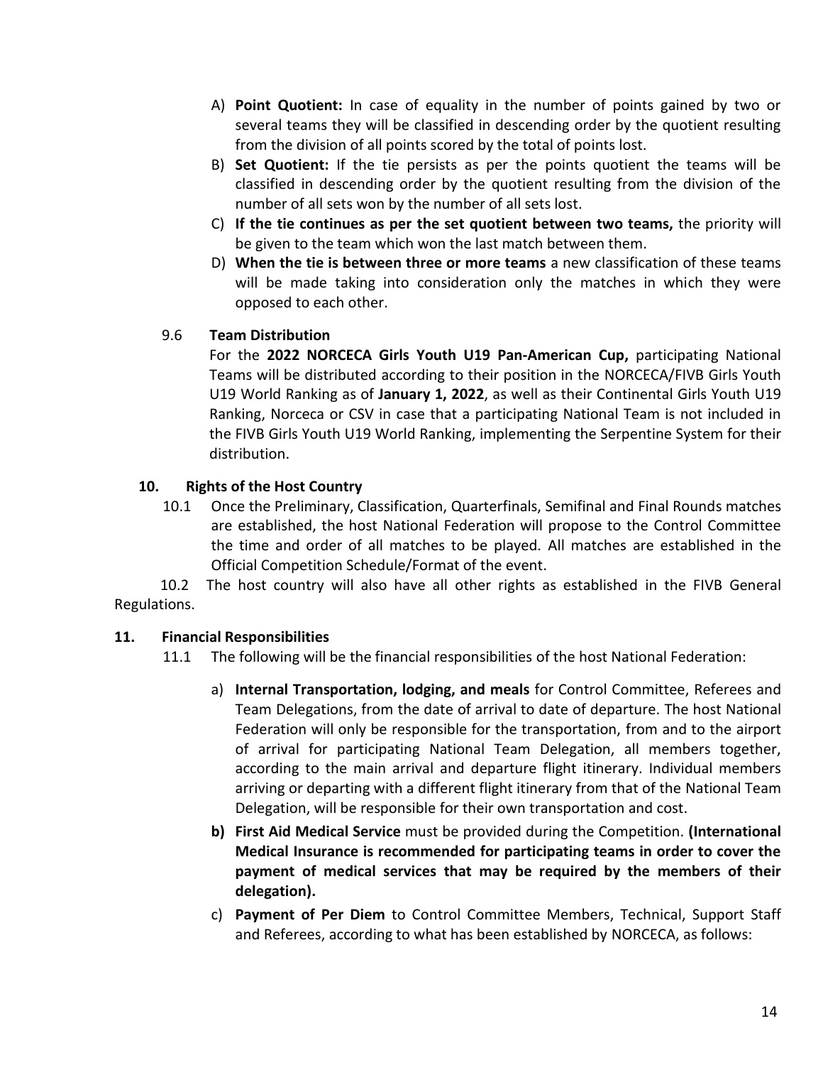A) **Point Quotient:** In case of equality in the number of points gained by two or several teams they will be classified in descending order by the quotient resulting from the division of all points scored by the total of points lost.

B) **Set Quotient:** If the tie persists as per the points quotient the teams will be classified in descending order by the quotient resulting from the division of the number of all sets won by the number of all sets lost.

C) **If the tie continues as per the set quotient between two teams,** the priority will be given to the team which won the last match between them.

D) **When the tie is between three or more teams** a new classification of these teams will be made taking into consideration only the matches in which they were opposed to each other.

9.6 **Team Distribution**

For the **2022 NORCECA Girls Youth U19 Pan-American Cup,** participating National Teams will be distributed according to their position in the NORCECA/FIVB Girls Youth U19 World Ranking as of **January 1, 2022**, as well as their Continental Girls Youth U19 Ranking, Norceca or CSV in case that a participating National Team is not included in the FIVB Girls Youth U19 World Ranking, implementing the Serpentine System for their distribution.

## 10. Rights of the Host Country

10.1 Once the Preliminary, Classification, Quarterfinals, Semifinal and Final Rounds matches are established, the host National Federation will propose to the Control Committee the time and order of all matches to be played. All matches are established in the Official Competition Schedule/Format of the event.

10.2 The host country will also have all other rights as established in the FIVB General Regulations.

## 11. Financial Responsibilities

11.1 The following will be the financial responsibilities of the host National Federation:

a) **Internal Transportation, lodging, and meals** for Control Committee, Referees and Team Delegations, from the date of arrival to date of departure. The host National Federation will only be responsible for the transportation, from and to the airport of arrival for participating National Team Delegation, all members together, according to the main arrival and departure flight itinerary. Individual members arriving or departing with a different flight itinerary from that of the National Team Delegation, will be responsible for their own transportation and cost.

**b) First Aid Medical Service** must be provided during the Competition. **(International Medical Insurance is recommended for participating teams in order to cover the payment of medical services that may be required by the members of their delegation).**

c) **Payment of Per Diem** to Control Committee Members, Technical, Support Staff and Referees, according to what has been established by NORCECA, as follows: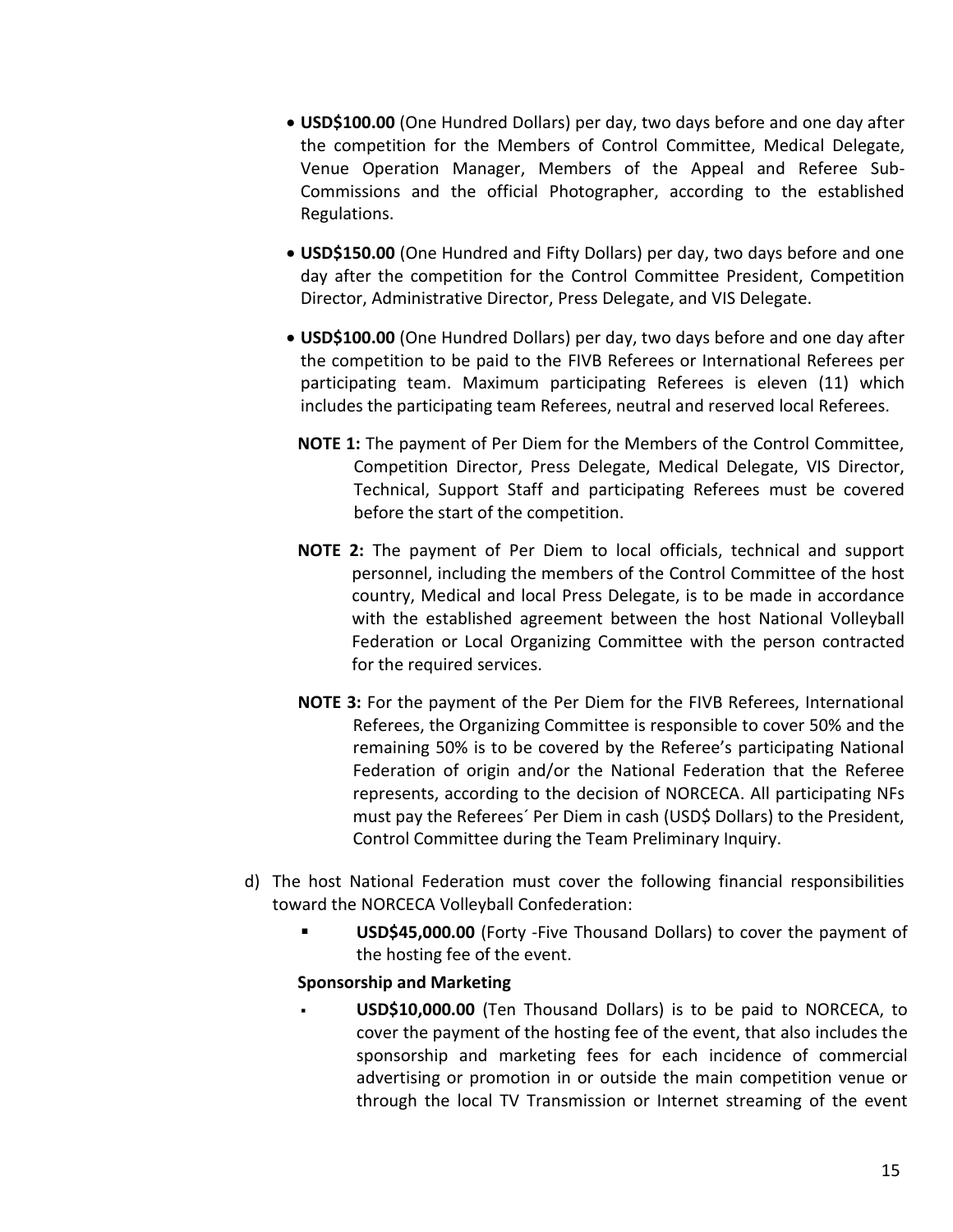- **USD$100.00** (One Hundred Dollars) per day, two days before and one day after the competition for the Members of Control Committee, Medical Delegate, Venue Operation Manager, Members of the Appeal and Referee Sub-Commissions and the official Photographer, according to the established Regulations.
- **USD$150.00** (One Hundred and Fifty Dollars) per day, two days before and one day after the competition for the Control Committee President, Competition Director, Administrative Director, Press Delegate, and VIS Delegate.
- **USD$100.00** (One Hundred Dollars) per day, two days before and one day after the competition to be paid to the FIVB Referees or International Referees per participating team. Maximum participating Referees is eleven (11) which includes the participating team Referees, neutral and reserved local Referees.

**NOTE 1:** The payment of Per Diem for the Members of the Control Committee, Competition Director, Press Delegate, Medical Delegate, VIS Director, Technical, Support Staff and participating Referees must be covered before the start of the competition.

**NOTE 2:** The payment of Per Diem to local officials, technical and support personnel, including the members of the Control Committee of the host country, Medical and local Press Delegate, is to be made in accordance with the established agreement between the host National Volleyball Federation or Local Organizing Committee with the person contracted for the required services.

**NOTE 3:** For the payment of the Per Diem for the FIVB Referees, International Referees, the Organizing Committee is responsible to cover 50% and the remaining 50% is to be covered by the Referee's participating National Federation of origin and/or the National Federation that the Referee represents, according to the decision of NORCECA. All participating NFs must pay the Referees´ Per Diem in cash (USD$ Dollars) to the President, Control Committee during the Team Preliminary Inquiry.

d) The host National Federation must cover the following financial responsibilities toward the NORCECA Volleyball Confederation:

- **USD$45,000.00** (Forty -Five Thousand Dollars) to cover the payment of the hosting fee of the event.

**Sponsorship and Marketing**

- **USD$10,000.00** (Ten Thousand Dollars) is to be paid to NORCECA, to cover the payment of the hosting fee of the event, that also includes the sponsorship and marketing fees for each incidence of commercial advertising or promotion in or outside the main competition venue or through the local TV Transmission or Internet streaming of the event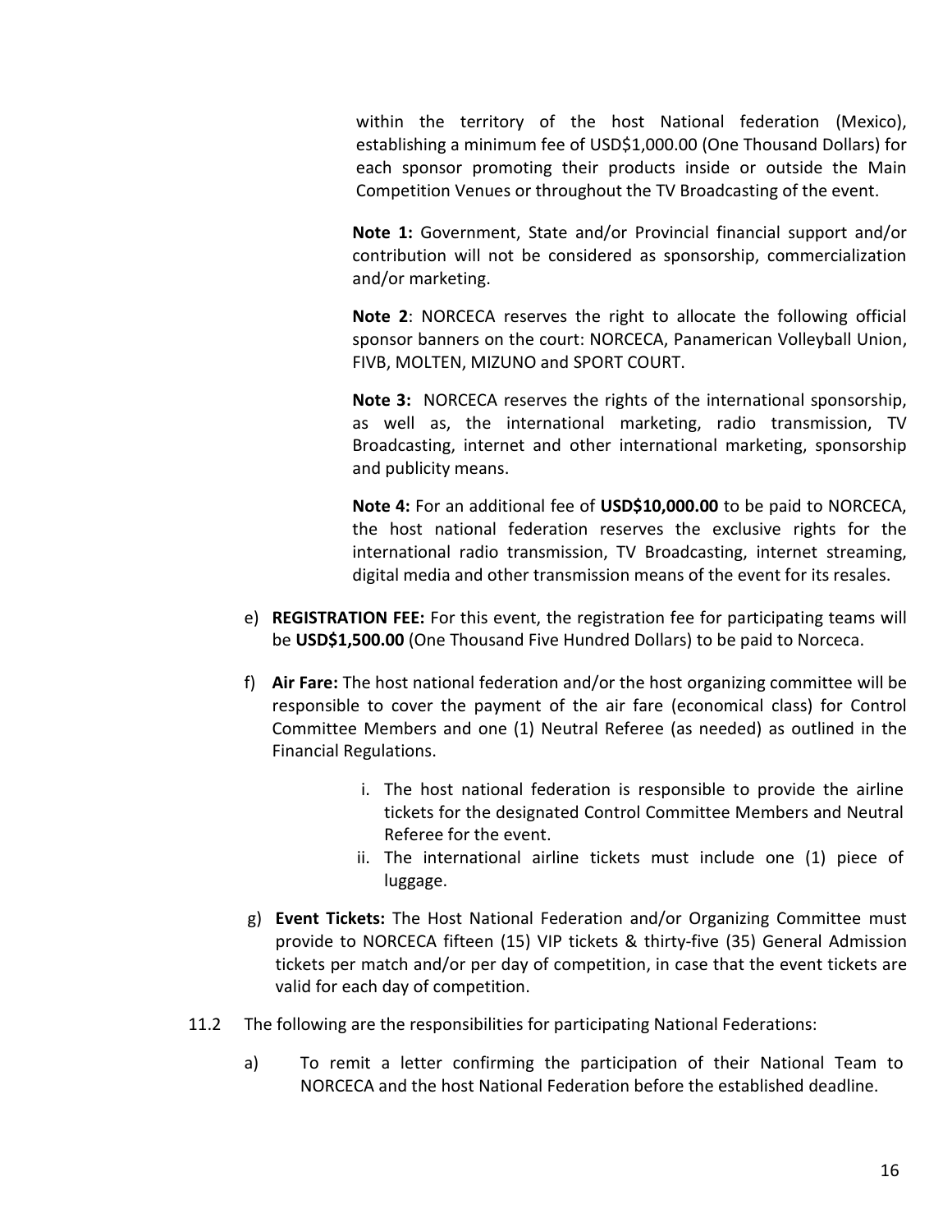within the territory of the host National federation (Mexico), establishing a minimum fee of USD$1,000.00 (One Thousand Dollars) for each sponsor promoting their products inside or outside the Main Competition Venues or throughout the TV Broadcasting of the event.

**Note 1:** Government, State and/or Provincial financial support and/or contribution will not be considered as sponsorship, commercialization and/or marketing.

**Note 2**: NORCECA reserves the right to allocate the following official sponsor banners on the court: NORCECA, Panamerican Volleyball Union, FIVB, MOLTEN, MIZUNO and SPORT COURT.

**Note 3:** NORCECA reserves the rights of the international sponsorship, as well as, the international marketing, radio transmission, TV Broadcasting, internet and other international marketing, sponsorship and publicity means.

**Note 4:** For an additional fee of **USD$10,000.00** to be paid to NORCECA, the host national federation reserves the exclusive rights for the international radio transmission, TV Broadcasting, internet streaming, digital media and other transmission means of the event for its resales.

e) **REGISTRATION FEE:** For this event, the registration fee for participating teams will be **USD$1,500.00** (One Thousand Five Hundred Dollars) to be paid to Norceca.

f) **Air Fare:** The host national federation and/or the host organizing committee will be responsible to cover the payment of the air fare (economical class) for Control Committee Members and one (1) Neutral Referee (as needed) as outlined in the Financial Regulations.

   i. The host national federation is responsible to provide the airline tickets for the designated Control Committee Members and Neutral Referee for the event.
   ii. The international airline tickets must include one (1) piece of luggage.

g) **Event Tickets:** The Host National Federation and/or Organizing Committee must provide to NORCECA fifteen (15) VIP tickets & thirty-five (35) General Admission tickets per match and/or per day of competition, in case that the event tickets are valid for each day of competition.

11.2 The following are the responsibilities for participating National Federations:

a) To remit a letter confirming the participation of their National Team to NORCECA and the host National Federation before the established deadline.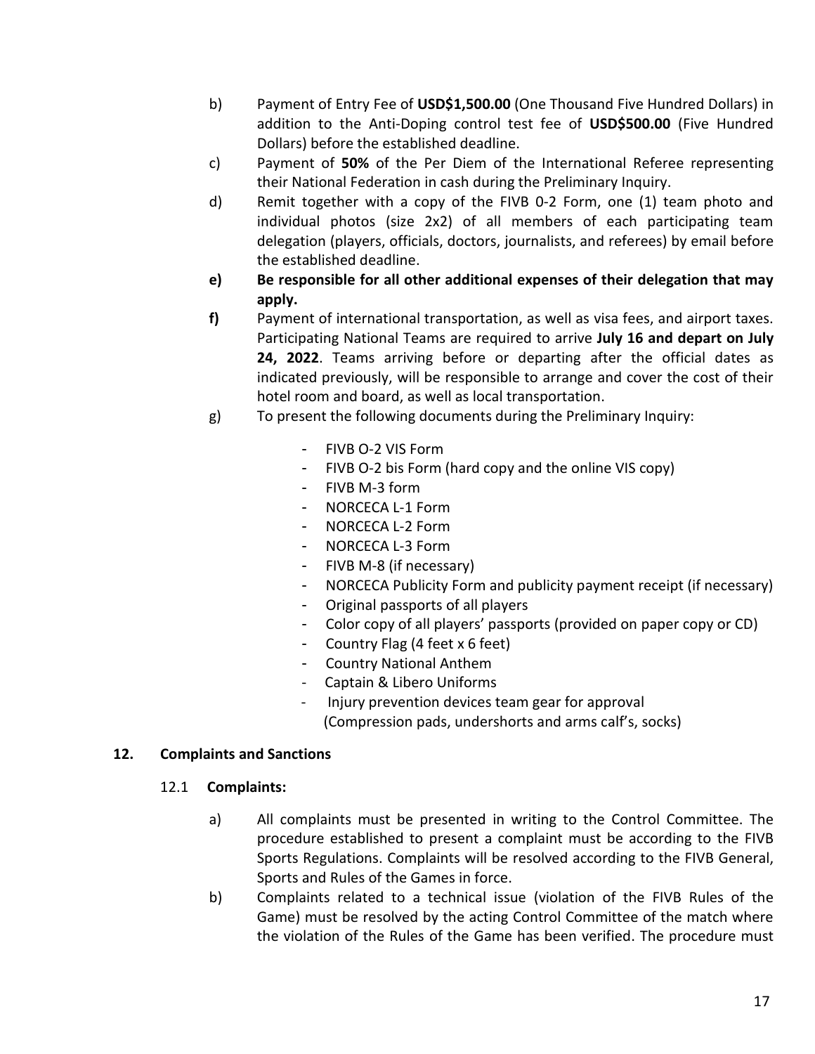b) Payment of Entry Fee of **USD$1,500.00** (One Thousand Five Hundred Dollars) in addition to the Anti-Doping control test fee of **USD$500.00** (Five Hundred Dollars) before the established deadline.

c) Payment of **50%** of the Per Diem of the International Referee representing their National Federation in cash during the Preliminary Inquiry.

d) Remit together with a copy of the FIVB 0-2 Form, one (1) team photo and individual photos (size 2x2) of all members of each participating team delegation (players, officials, doctors, journalists, and referees) by email before the established deadline.

**e) Be responsible for all other additional expenses of their delegation that may apply.**

**f)** Payment of international transportation, as well as visa fees, and airport taxes. Participating National Teams are required to arrive **July 16 and depart on July 24, 2022**. Teams arriving before or departing after the official dates as indicated previously, will be responsible to arrange and cover the cost of their hotel room and board, as well as local transportation.

g) To present the following documents during the Preliminary Inquiry:

- FIVB O-2 VIS Form
- FIVB O-2 bis Form (hard copy and the online VIS copy)
- FIVB M-3 form
- NORCECA L-1 Form
- NORCECA L-2 Form
- NORCECA L-3 Form
- FIVB M-8 (if necessary)
- NORCECA Publicity Form and publicity payment receipt (if necessary)
- Original passports of all players
- Color copy of all players' passports (provided on paper copy or CD)
- Country Flag (4 feet x 6 feet)
- Country National Anthem
- Captain & Libero Uniforms
- Injury prevention devices team gear for approval (Compression pads, undershorts and arms calf's, socks)

## 12. Complaints and Sanctions

### 12.1 Complaints:

a) All complaints must be presented in writing to the Control Committee. The procedure established to present a complaint must be according to the FIVB Sports Regulations. Complaints will be resolved according to the FIVB General, Sports and Rules of the Games in force.

b) Complaints related to a technical issue (violation of the FIVB Rules of the Game) must be resolved by the acting Control Committee of the match where the violation of the Rules of the Game has been verified. The procedure must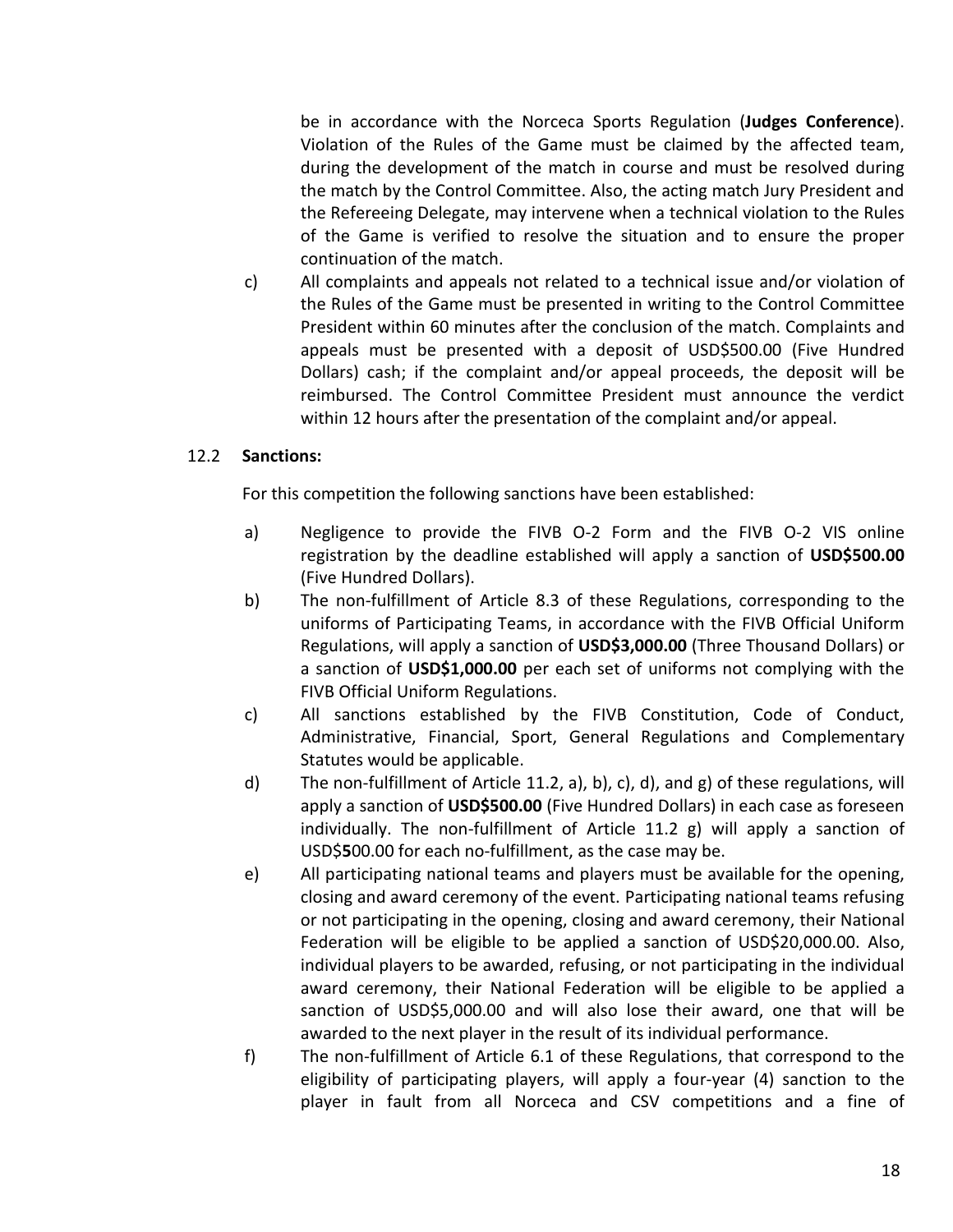be in accordance with the Norceca Sports Regulation (**Judges Conference**). Violation of the Rules of the Game must be claimed by the affected team, during the development of the match in course and must be resolved during the match by the Control Committee. Also, the acting match Jury President and the Refereeing Delegate, may intervene when a technical violation to the Rules of the Game is verified to resolve the situation and to ensure the proper continuation of the match.

c) All complaints and appeals not related to a technical issue and/or violation of the Rules of the Game must be presented in writing to the Control Committee President within 60 minutes after the conclusion of the match. Complaints and appeals must be presented with a deposit of USD$500.00 (Five Hundred Dollars) cash; if the complaint and/or appeal proceeds, the deposit will be reimbursed. The Control Committee President must announce the verdict within 12 hours after the presentation of the complaint and/or appeal.

12.2 **Sanctions:**

For this competition the following sanctions have been established:

a) Negligence to provide the FIVB O-2 Form and the FIVB O-2 VIS online registration by the deadline established will apply a sanction of **USD$500.00** (Five Hundred Dollars).

b) The non-fulfillment of Article 8.3 of these Regulations, corresponding to the uniforms of Participating Teams, in accordance with the FIVB Official Uniform Regulations, will apply a sanction of **USD$3,000.00** (Three Thousand Dollars) or a sanction of **USD$1,000.00** per each set of uniforms not complying with the FIVB Official Uniform Regulations.

c) All sanctions established by the FIVB Constitution, Code of Conduct, Administrative, Financial, Sport, General Regulations and Complementary Statutes would be applicable.

d) The non-fulfillment of Article 11.2, a), b), c), d), and g) of these regulations, will apply a sanction of **USD$500.00** (Five Hundred Dollars) in each case as foreseen individually. The non-fulfillment of Article 11.2 g) will apply a sanction of USD$**5**00.00 for each no-fulfillment, as the case may be.

e) All participating national teams and players must be available for the opening, closing and award ceremony of the event. Participating national teams refusing or not participating in the opening, closing and award ceremony, their National Federation will be eligible to be applied a sanction of USD$20,000.00. Also, individual players to be awarded, refusing, or not participating in the individual award ceremony, their National Federation will be eligible to be applied a sanction of USD$5,000.00 and will also lose their award, one that will be awarded to the next player in the result of its individual performance.

f) The non-fulfillment of Article 6.1 of these Regulations, that correspond to the eligibility of participating players, will apply a four-year (4) sanction to the player in fault from all Norceca and CSV competitions and a fine of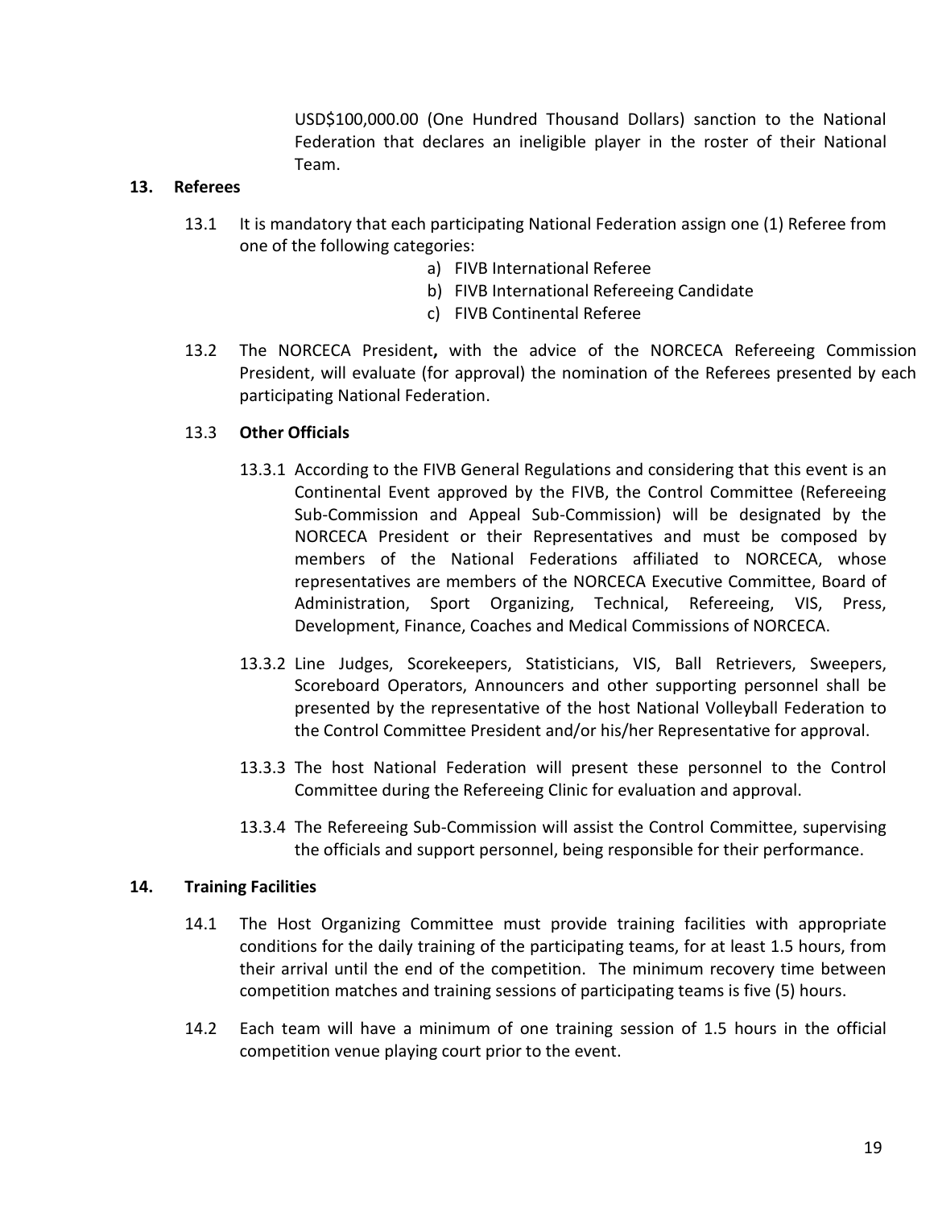USD$100,000.00 (One Hundred Thousand Dollars) sanction to the National Federation that declares an ineligible player in the roster of their National Team.

## 13. Referees

13.1 It is mandatory that each participating National Federation assign one (1) Referee from one of the following categories:

a) FIVB International Referee
b) FIVB International Refereeing Candidate
c) FIVB Continental Referee

13.2 The NORCECA President**,** with the advice of the NORCECA Refereeing Commission President, will evaluate (for approval) the nomination of the Referees presented by each participating National Federation.

13.3 **Other Officials**

13.3.1 According to the FIVB General Regulations and considering that this event is an Continental Event approved by the FIVB, the Control Committee (Refereeing Sub-Commission and Appeal Sub-Commission) will be designated by the NORCECA President or their Representatives and must be composed by members of the National Federations affiliated to NORCECA, whose representatives are members of the NORCECA Executive Committee, Board of Administration, Sport Organizing, Technical, Refereeing, VIS, Press, Development, Finance, Coaches and Medical Commissions of NORCECA.

13.3.2 Line Judges, Scorekeepers, Statisticians, VIS, Ball Retrievers, Sweepers, Scoreboard Operators, Announcers and other supporting personnel shall be presented by the representative of the host National Volleyball Federation to the Control Committee President and/or his/her Representative for approval.

13.3.3 The host National Federation will present these personnel to the Control Committee during the Refereeing Clinic for evaluation and approval.

13.3.4 The Refereeing Sub-Commission will assist the Control Committee, supervising the officials and support personnel, being responsible for their performance.

## 14. Training Facilities

14.1 The Host Organizing Committee must provide training facilities with appropriate conditions for the daily training of the participating teams, for at least 1.5 hours, from their arrival until the end of the competition. The minimum recovery time between competition matches and training sessions of participating teams is five (5) hours.

14.2 Each team will have a minimum of one training session of 1.5 hours in the official competition venue playing court prior to the event.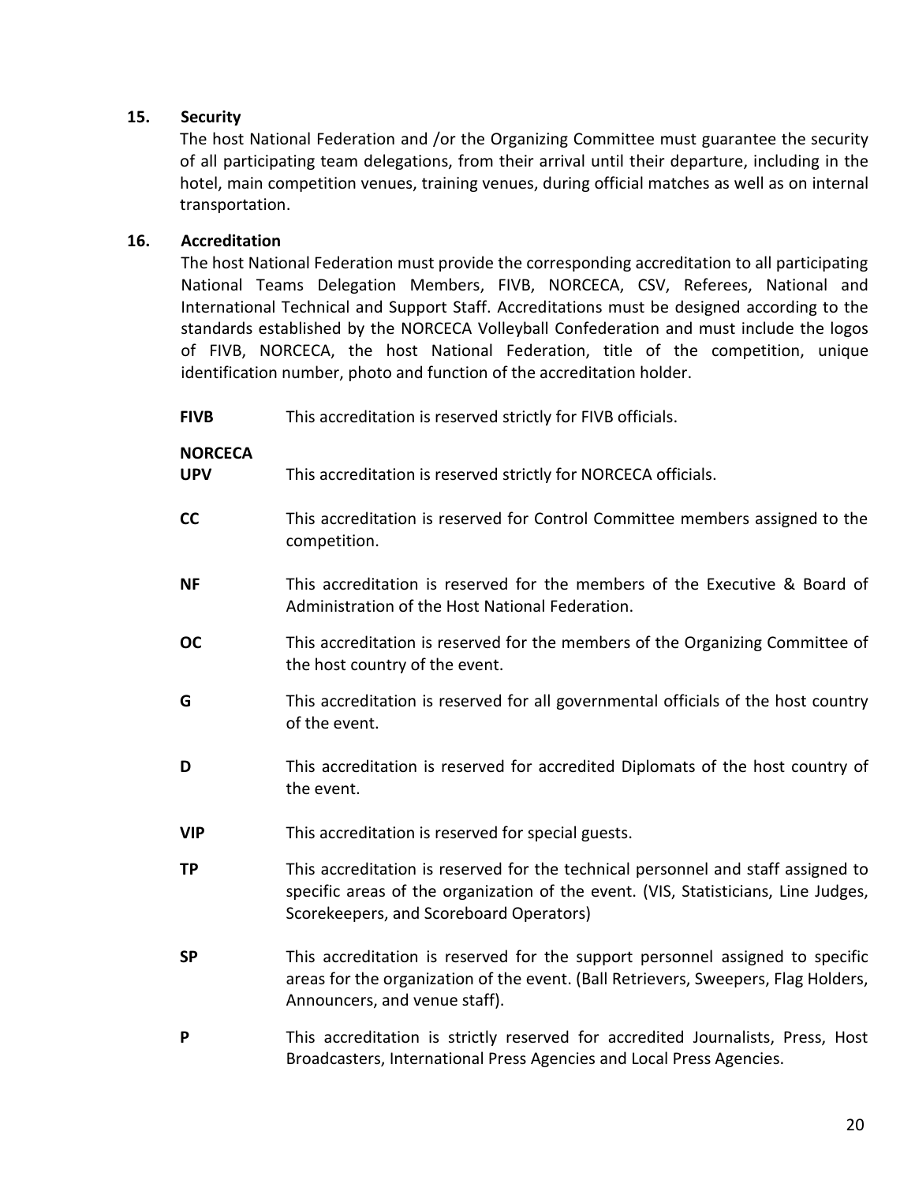## 15. Security

The host National Federation and /or the Organizing Committee must guarantee the security of all participating team delegations, from their arrival until their departure, including in the hotel, main competition venues, training venues, during official matches as well as on internal transportation.

## 16. Accreditation

The host National Federation must provide the corresponding accreditation to all participating National Teams Delegation Members, FIVB, NORCECA, CSV, Referees, National and International Technical and Support Staff. Accreditations must be designed according to the standards established by the NORCECA Volleyball Confederation and must include the logos of FIVB, NORCECA, the host National Federation, title of the competition, unique identification number, photo and function of the accreditation holder.

**FIVB** — This accreditation is reserved strictly for FIVB officials.

**NORCECA UPV** — This accreditation is reserved strictly for NORCECA officials.

**CC** — This accreditation is reserved for Control Committee members assigned to the competition.

**NF** — This accreditation is reserved for the members of the Executive & Board of Administration of the Host National Federation.

**OC** — This accreditation is reserved for the members of the Organizing Committee of the host country of the event.

**G** — This accreditation is reserved for all governmental officials of the host country of the event.

**D** — This accreditation is reserved for accredited Diplomats of the host country of the event.

**VIP** — This accreditation is reserved for special guests.

**TP** — This accreditation is reserved for the technical personnel and staff assigned to specific areas of the organization of the event. (VIS, Statisticians, Line Judges, Scorekeepers, and Scoreboard Operators)

**SP** — This accreditation is reserved for the support personnel assigned to specific areas for the organization of the event. (Ball Retrievers, Sweepers, Flag Holders, Announcers, and venue staff).

**P** — This accreditation is strictly reserved for accredited Journalists, Press, Host Broadcasters, International Press Agencies and Local Press Agencies.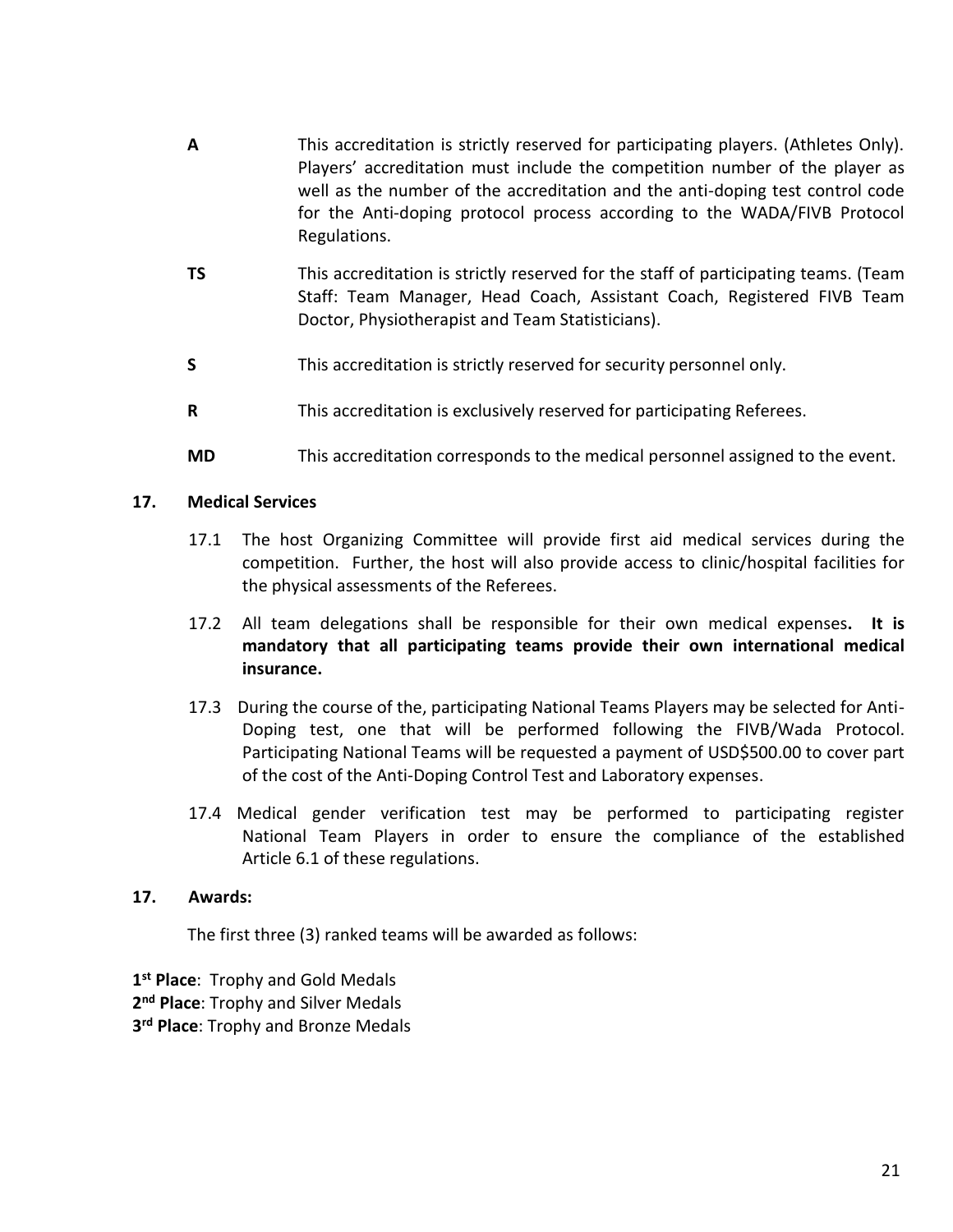**A** This accreditation is strictly reserved for participating players. (Athletes Only). Players' accreditation must include the competition number of the player as well as the number of the accreditation and the anti-doping test control code for the Anti-doping protocol process according to the WADA/FIVB Protocol Regulations.

**TS** This accreditation is strictly reserved for the staff of participating teams. (Team Staff: Team Manager, Head Coach, Assistant Coach, Registered FIVB Team Doctor, Physiotherapist and Team Statisticians).

**S** This accreditation is strictly reserved for security personnel only.

**R** This accreditation is exclusively reserved for participating Referees.

**MD** This accreditation corresponds to the medical personnel assigned to the event.

## 17. Medical Services

17.1 The host Organizing Committee will provide first aid medical services during the competition. Further, the host will also provide access to clinic/hospital facilities for the physical assessments of the Referees.

17.2 All team delegations shall be responsible for their own medical expenses**. It is mandatory that all participating teams provide their own international medical insurance.**

17.3 During the course of the, participating National Teams Players may be selected for Anti-Doping test, one that will be performed following the FIVB/Wada Protocol. Participating National Teams will be requested a payment of USD$500.00 to cover part of the cost of the Anti-Doping Control Test and Laboratory expenses.

17.4 Medical gender verification test may be performed to participating register National Team Players in order to ensure the compliance of the established Article 6.1 of these regulations.

## 17. Awards:

The first three (3) ranked teams will be awarded as follows:

**1st Place**: Trophy and Gold Medals
**2nd Place**: Trophy and Silver Medals
**3rd Place**: Trophy and Bronze Medals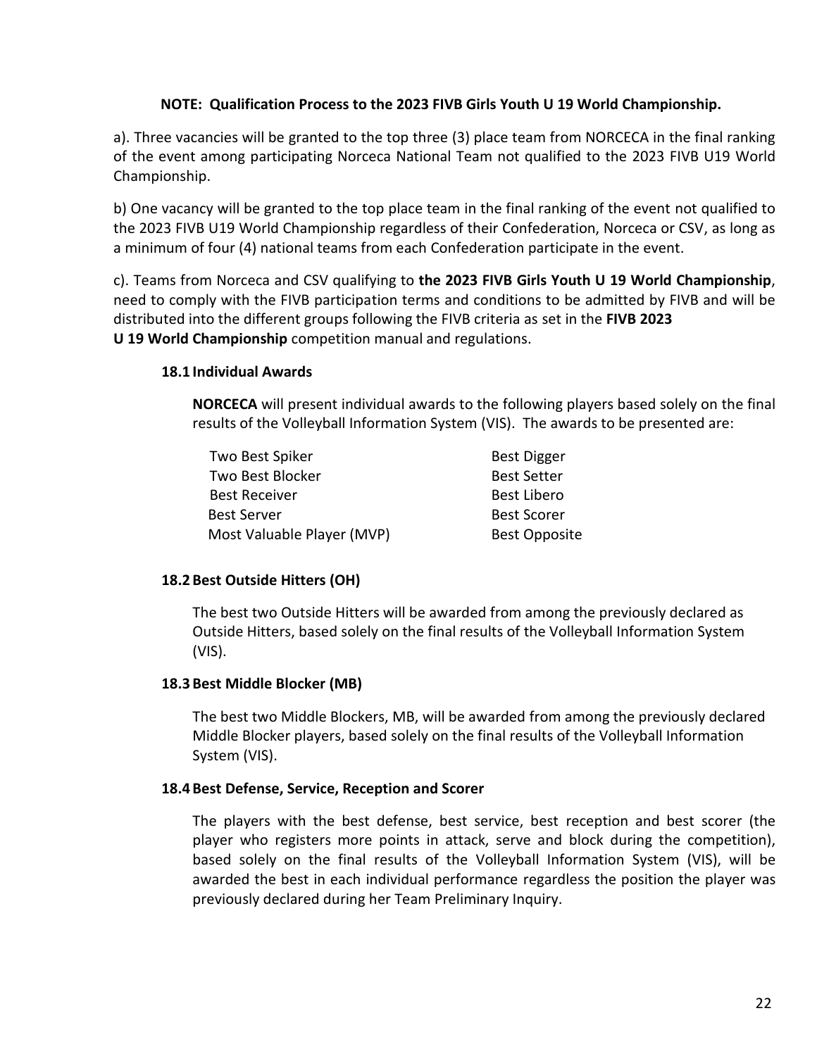**NOTE: Qualification Process to the 2023 FIVB Girls Youth U 19 World Championship.**

a). Three vacancies will be granted to the top three (3) place team from NORCECA in the final ranking of the event among participating Norceca National Team not qualified to the 2023 FIVB U19 World Championship.

b) One vacancy will be granted to the top place team in the final ranking of the event not qualified to the 2023 FIVB U19 World Championship regardless of their Confederation, Norceca or CSV, as long as a minimum of four (4) national teams from each Confederation participate in the event.

c). Teams from Norceca and CSV qualifying to **the 2023 FIVB Girls Youth U 19 World Championship**, need to comply with the FIVB participation terms and conditions to be admitted by FIVB and will be distributed into the different groups following the FIVB criteria as set in the **FIVB 2023 U 19 World Championship** competition manual and regulations.

### 18.1 Individual Awards

**NORCECA** will present individual awards to the following players based solely on the final results of the Volleyball Information System (VIS). The awards to be presented are:

| | |
|---|---|
| Two Best Spiker | Best Digger |
| Two Best Blocker | Best Setter |
| Best Receiver | Best Libero |
| Best Server | Best Scorer |
| Most Valuable Player (MVP) | Best Opposite |

### 18.2 Best Outside Hitters (OH)

The best two Outside Hitters will be awarded from among the previously declared as Outside Hitters, based solely on the final results of the Volleyball Information System (VIS).

### 18.3 Best Middle Blocker (MB)

The best two Middle Blockers, MB, will be awarded from among the previously declared Middle Blocker players, based solely on the final results of the Volleyball Information System (VIS).

### 18.4 Best Defense, Service, Reception and Scorer

The players with the best defense, best service, best reception and best scorer (the player who registers more points in attack, serve and block during the competition), based solely on the final results of the Volleyball Information System (VIS), will be awarded the best in each individual performance regardless the position the player was previously declared during her Team Preliminary Inquiry.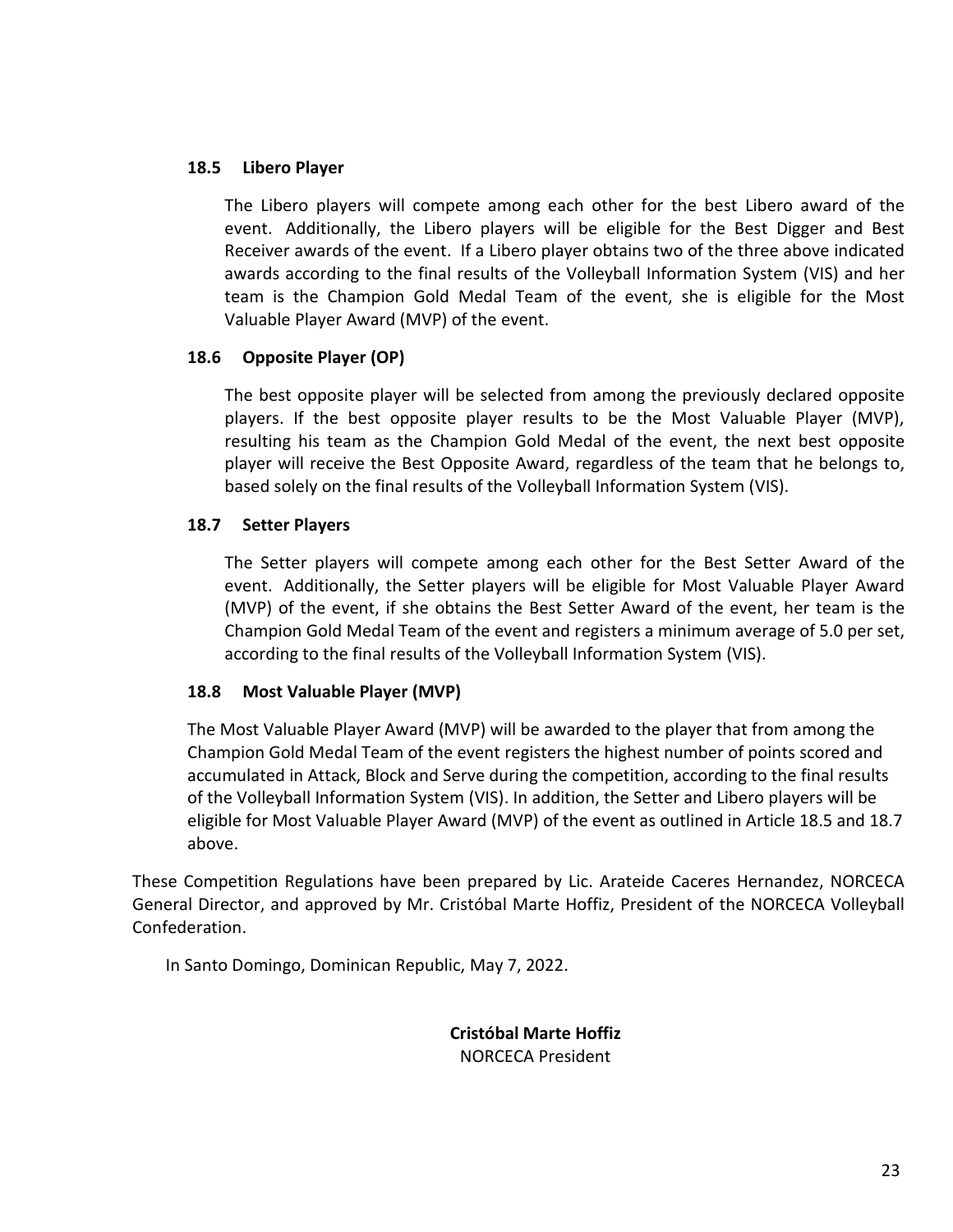### 18.5 Libero Player

The Libero players will compete among each other for the best Libero award of the event. Additionally, the Libero players will be eligible for the Best Digger and Best Receiver awards of the event. If a Libero player obtains two of the three above indicated awards according to the final results of the Volleyball Information System (VIS) and her team is the Champion Gold Medal Team of the event, she is eligible for the Most Valuable Player Award (MVP) of the event.

### 18.6 Opposite Player (OP)

The best opposite player will be selected from among the previously declared opposite players. If the best opposite player results to be the Most Valuable Player (MVP), resulting his team as the Champion Gold Medal of the event, the next best opposite player will receive the Best Opposite Award, regardless of the team that he belongs to, based solely on the final results of the Volleyball Information System (VIS).

### 18.7 Setter Players

The Setter players will compete among each other for the Best Setter Award of the event. Additionally, the Setter players will be eligible for Most Valuable Player Award (MVP) of the event, if she obtains the Best Setter Award of the event, her team is the Champion Gold Medal Team of the event and registers a minimum average of 5.0 per set, according to the final results of the Volleyball Information System (VIS).

### 18.8 Most Valuable Player (MVP)

The Most Valuable Player Award (MVP) will be awarded to the player that from among the Champion Gold Medal Team of the event registers the highest number of points scored and accumulated in Attack, Block and Serve during the competition, according to the final results of the Volleyball Information System (VIS). In addition, the Setter and Libero players will be eligible for Most Valuable Player Award (MVP) of the event as outlined in Article 18.5 and 18.7 above.

These Competition Regulations have been prepared by Lic. Arateide Caceres Hernandez, NORCECA General Director, and approved by Mr. Cristóbal Marte Hoffiz, President of the NORCECA Volleyball Confederation.

In Santo Domingo, Dominican Republic, May 7, 2022.

**Cristóbal Marte Hoffiz**
NORCECA President